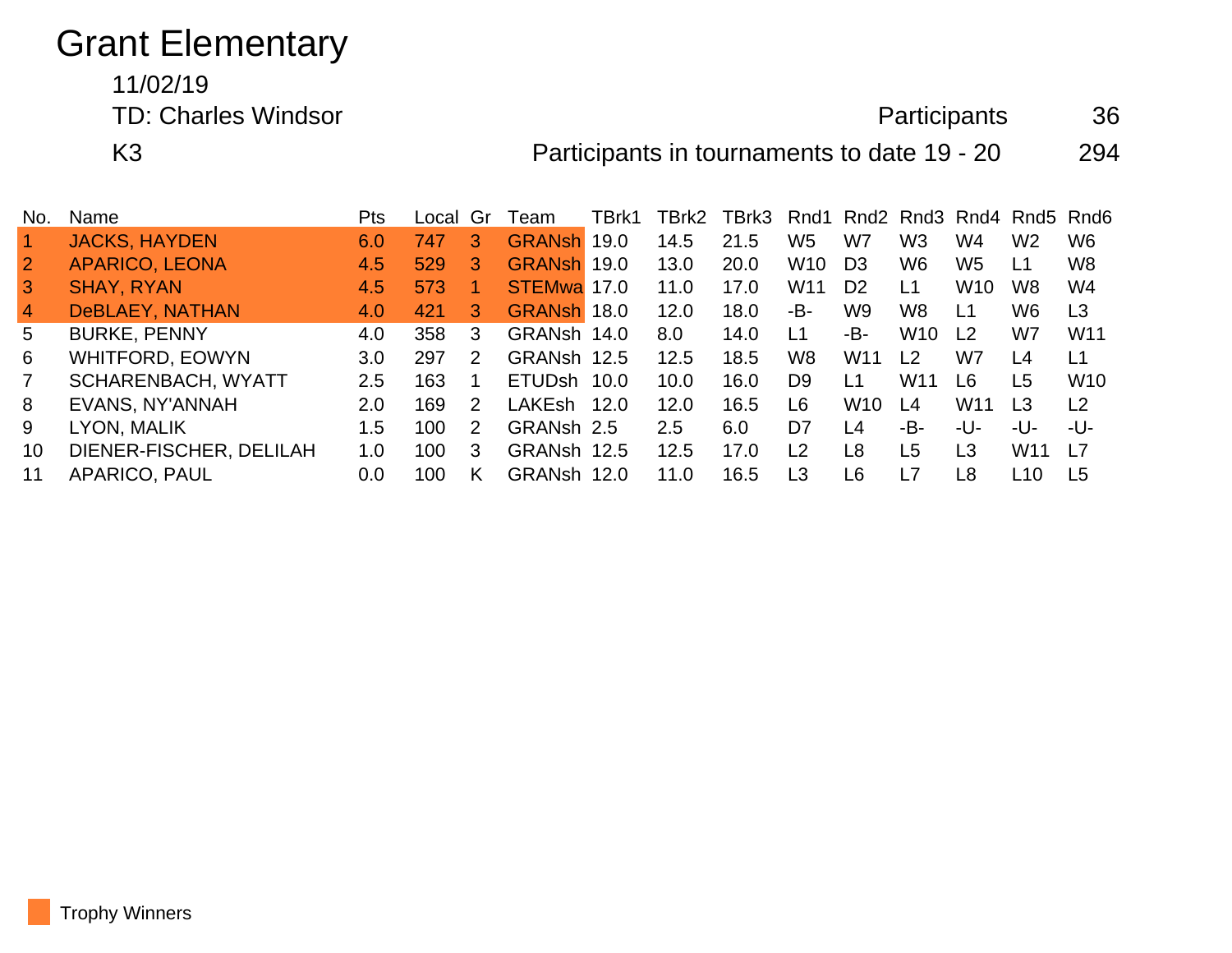# Grant Elementary

11/02/19

TD: Charles Windsor — Participants 36

K3 — Participants in tournaments to date 19 - 20 294

| No. | Name | Pts | Local | Gr | Team | TBrk1 | TBrk2 | TBrk3 | Rnd1 | Rnd2 | Rnd3 | Rnd4 | Rnd5 | Rnd6 |
|---|---|---|---|---|---|---|---|---|---|---|---|---|---|---|
| 1 | JACKS, HAYDEN | 6.0 | 747 | 3 | GRANsh | 19.0 | 14.5 | 21.5 | W5 | W7 | W3 | W4 | W2 | W6 |
| 2 | APARICO, LEONA | 4.5 | 529 | 3 | GRANsh | 19.0 | 13.0 | 20.0 | W10 | D3 | W6 | W5 | L1 | W8 |
| 3 | SHAY, RYAN | 4.5 | 573 | 1 | STEMwa | 17.0 | 11.0 | 17.0 | W11 | D2 | L1 | W10 | W8 | W4 |
| 4 | DeBLAEY, NATHAN | 4.0 | 421 | 3 | GRANsh | 18.0 | 12.0 | 18.0 | -B- | W9 | W8 | L1 | W6 | L3 |
| 5 | BURKE, PENNY | 4.0 | 358 | 3 | GRANsh | 14.0 | 8.0 | 14.0 | L1 | -B- | W10 | L2 | W7 | W11 |
| 6 | WHITFORD, EOWYN | 3.0 | 297 | 2 | GRANsh | 12.5 | 12.5 | 18.5 | W8 | W11 | L2 | W7 | L4 | L1 |
| 7 | SCHARENBACH, WYATT | 2.5 | 163 | 1 | ETUDsh | 10.0 | 10.0 | 16.0 | D9 | L1 | W11 | L6 | L5 | W10 |
| 8 | EVANS, NY'ANNAH | 2.0 | 169 | 2 | LAKEsh | 12.0 | 12.0 | 16.5 | L6 | W10 | L4 | W11 | L3 | L2 |
| 9 | LYON, MALIK | 1.5 | 100 | 2 | GRANsh | 2.5 | 2.5 | 6.0 | D7 | L4 | -B- | -U- | -U- | -U- |
| 10 | DIENER-FISCHER, DELILAH | 1.0 | 100 | 3 | GRANsh | 12.5 | 12.5 | 17.0 | L2 | L8 | L5 | L3 | W11 | L7 |
| 11 | APARICO, PAUL | 0.0 | 100 | K | GRANsh | 12.0 | 11.0 | 16.5 | L3 | L6 | L7 | L8 | L10 | L5 |

Trophy Winners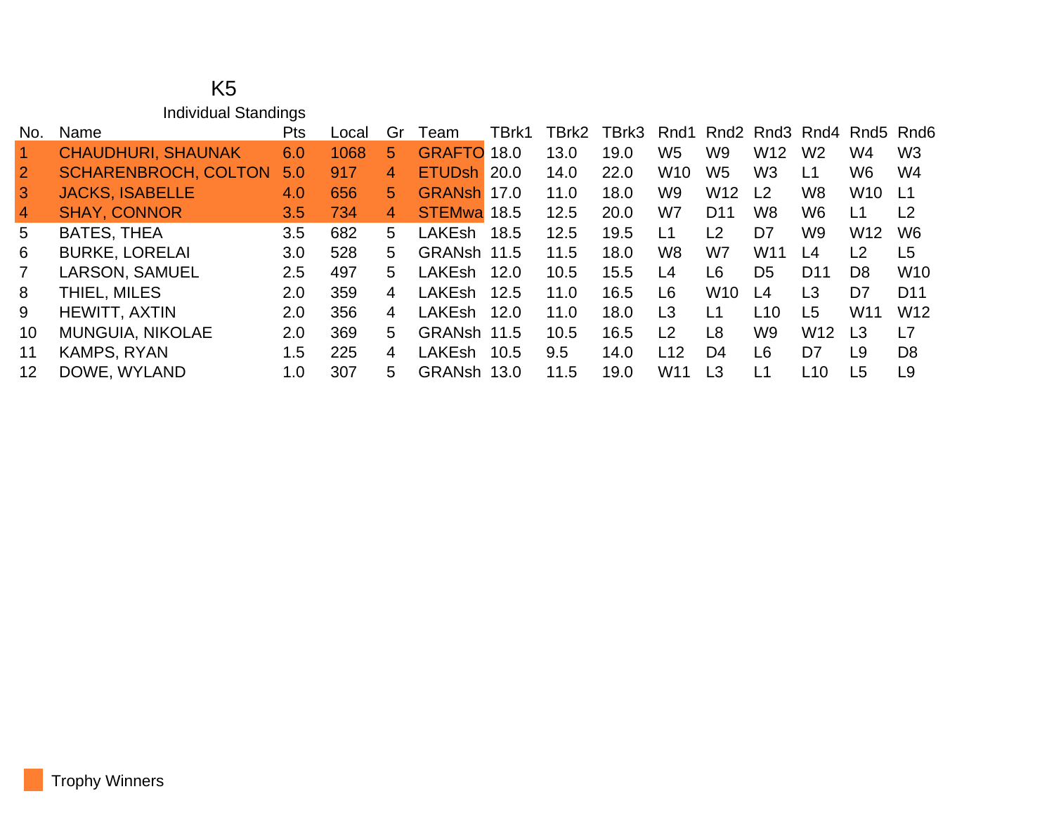# K5

## Individual Standings

| No. | Name | Pts | Local | Gr | Team | TBrk1 | TBrk2 | TBrk3 | Rnd1 | Rnd2 | Rnd3 | Rnd4 | Rnd5 | Rnd6 |
|---|---|---|---|---|---|---|---|---|---|---|---|---|---|---|
| 1 | CHAUDHURI, SHAUNAK | 6.0 | 1068 | 5 | GRAFTO | 18.0 | 13.0 | 19.0 | W5 | W9 | W12 | W2 | W4 | W3 |
| 2 | SCHARENBROCH, COLTON | 5.0 | 917 | 4 | ETUDsh | 20.0 | 14.0 | 22.0 | W10 | W5 | W3 | L1 | W6 | W4 |
| 3 | JACKS, ISABELLE | 4.0 | 656 | 5 | GRANsh | 17.0 | 11.0 | 18.0 | W9 | W12 | L2 | W8 | W10 | L1 |
| 4 | SHAY, CONNOR | 3.5 | 734 | 4 | STEMwa | 18.5 | 12.5 | 20.0 | W7 | D11 | W8 | W6 | L1 | L2 |
| 5 | BATES, THEA | 3.5 | 682 | 5 | LAKEsh | 18.5 | 12.5 | 19.5 | L1 | L2 | D7 | W9 | W12 | W6 |
| 6 | BURKE, LORELAI | 3.0 | 528 | 5 | GRANsh | 11.5 | 11.5 | 18.0 | W8 | W7 | W11 | L4 | L2 | L5 |
| 7 | LARSON, SAMUEL | 2.5 | 497 | 5 | LAKEsh | 12.0 | 10.5 | 15.5 | L4 | L6 | D5 | D11 | D8 | W10 |
| 8 | THIEL, MILES | 2.0 | 359 | 4 | LAKEsh | 12.5 | 11.0 | 16.5 | L6 | W10 | L4 | L3 | D7 | D11 |
| 9 | HEWITT, AXTIN | 2.0 | 356 | 4 | LAKEsh | 12.0 | 11.0 | 18.0 | L3 | L1 | L10 | L5 | W11 | W12 |
| 10 | MUNGUIA, NIKOLAE | 2.0 | 369 | 5 | GRANsh | 11.5 | 10.5 | 16.5 | L2 | L8 | W9 | W12 | L3 | L7 |
| 11 | KAMPS, RYAN | 1.5 | 225 | 4 | LAKEsh | 10.5 | 9.5 | 14.0 | L12 | D4 | L6 | D7 | L9 | D8 |
| 12 | DOWE, WYLAND | 1.0 | 307 | 5 | GRANsh | 13.0 | 11.5 | 19.0 | W11 | L3 | L1 | L10 | L5 | L9 |

Trophy Winners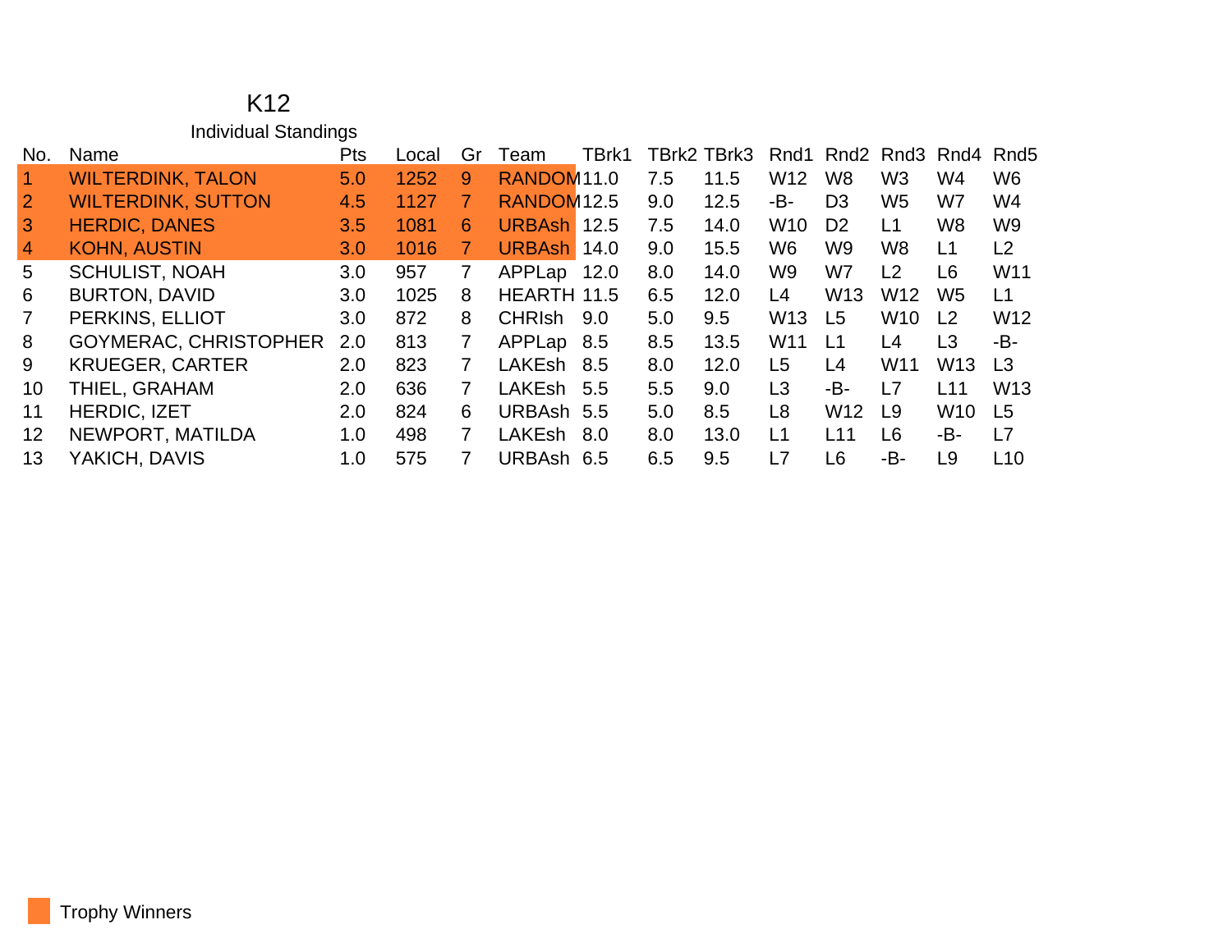# K12

## Individual Standings

| No. | Name | Pts | Local | Gr | Team | TBrk1 | TBrk2 | TBrk3 | Rnd1 | Rnd2 | Rnd3 | Rnd4 | Rnd5 |
|---|---|---|---|---|---|---|---|---|---|---|---|---|---|
| 1 | WILTERDINK, TALON | 5.0 | 1252 | 9 | RANDOM | 11.0 | 7.5 | 11.5 | W12 | W8 | W3 | W4 | W6 |
| 2 | WILTERDINK, SUTTON | 4.5 | 1127 | 7 | RANDOM | 12.5 | 9.0 | 12.5 | -B- | D3 | W5 | W7 | W4 |
| 3 | HERDIC, DANES | 3.5 | 1081 | 6 | URBAsh | 12.5 | 7.5 | 14.0 | W10 | D2 | L1 | W8 | W9 |
| 4 | KOHN, AUSTIN | 3.0 | 1016 | 7 | URBAsh | 14.0 | 9.0 | 15.5 | W6 | W9 | W8 | L1 | L2 |
| 5 | SCHULIST, NOAH | 3.0 | 957 | 7 | APPLap | 12.0 | 8.0 | 14.0 | W9 | W7 | L2 | L6 | W11 |
| 6 | BURTON, DAVID | 3.0 | 1025 | 8 | HEARTH | 11.5 | 6.5 | 12.0 | L4 | W13 | W12 | W5 | L1 |
| 7 | PERKINS, ELLIOT | 3.0 | 872 | 8 | CHRIsh | 9.0 | 5.0 | 9.5 | W13 | L5 | W10 | L2 | W12 |
| 8 | GOYMERAC, CHRISTOPHER | 2.0 | 813 | 7 | APPLap | 8.5 | 8.5 | 13.5 | W11 | L1 | L4 | L3 | -B- |
| 9 | KRUEGER, CARTER | 2.0 | 823 | 7 | LAKEsh | 8.5 | 8.0 | 12.0 | L5 | L4 | W11 | W13 | L3 |
| 10 | THIEL, GRAHAM | 2.0 | 636 | 7 | LAKEsh | 5.5 | 5.5 | 9.0 | L3 | -B- | L7 | L11 | W13 |
| 11 | HERDIC, IZET | 2.0 | 824 | 6 | URBAsh | 5.5 | 5.0 | 8.5 | L8 | W12 | L9 | W10 | L5 |
| 12 | NEWPORT, MATILDA | 1.0 | 498 | 7 | LAKEsh | 8.0 | 8.0 | 13.0 | L1 | L11 | L6 | -B- | L7 |
| 13 | YAKICH, DAVIS | 1.0 | 575 | 7 | URBAsh | 6.5 | 6.5 | 9.5 | L7 | L6 | -B- | L9 | L10 |

Trophy Winners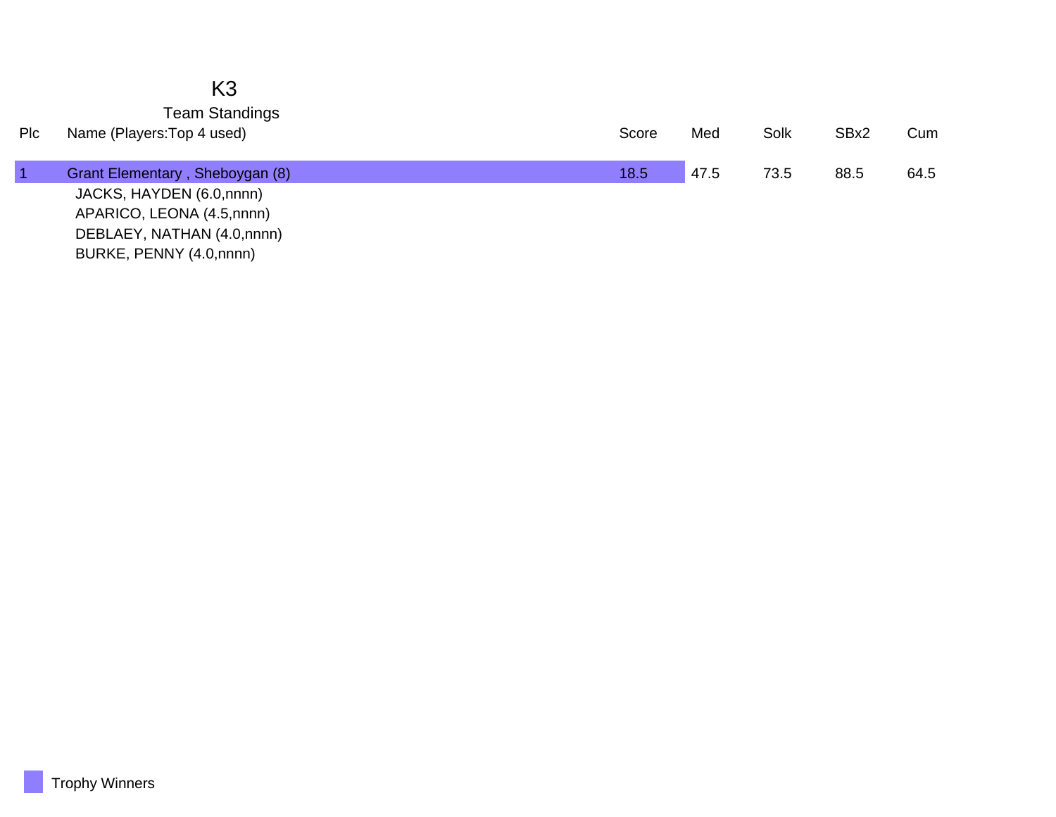# K3

## Team Standings

| Plc | Name (Players:Top 4 used) | Score | Med | Solk | SBx2 | Cum |
|---|---|---|---|---|---|---|
| 1 | Grant Elementary , Sheboygan (8) | 18.5 | 47.5 | 73.5 | 88.5 | 64.5 |
| | JACKS, HAYDEN (6.0,nnnn) | | | | | |
| | APARICO, LEONA (4.5,nnnn) | | | | | |
| | DEBLAEY, NATHAN (4.0,nnnn) | | | | | |
| | BURKE, PENNY (4.0,nnnn) | | | | | |

Trophy Winners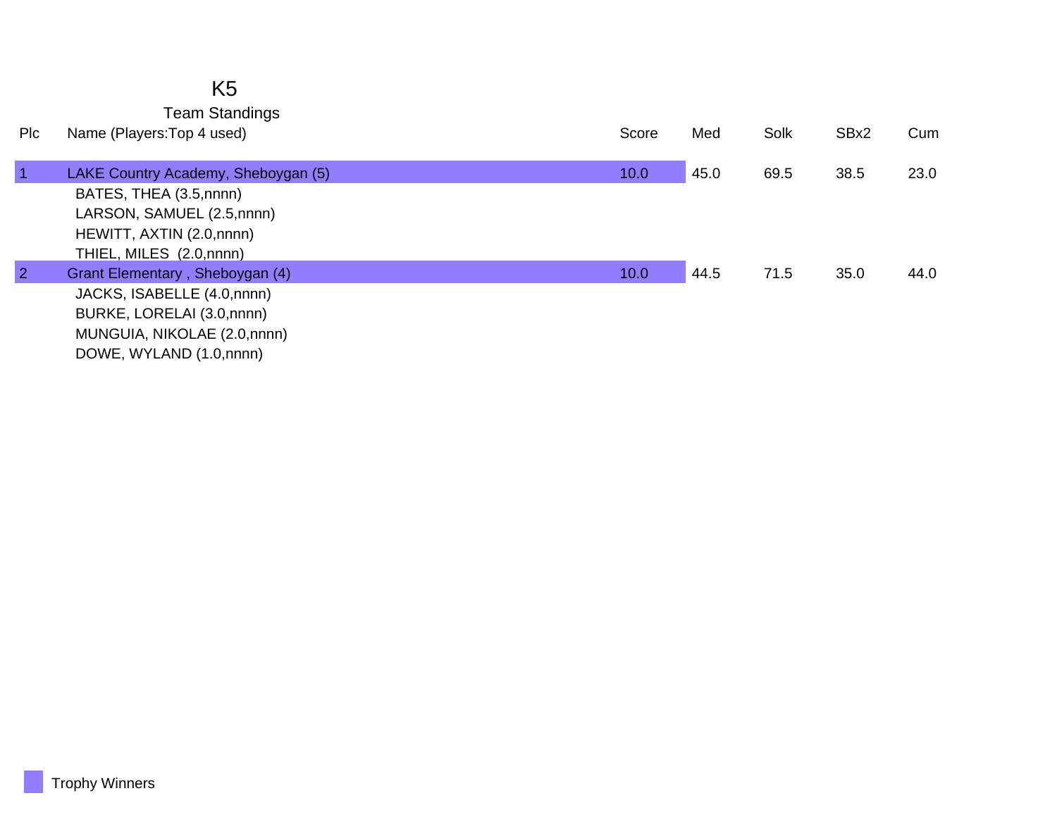# K5

## Team Standings

| Plc | Name (Players:Top 4 used) | Score | Med | Solk | SBx2 | Cum |
|---|---|---|---|---|---|---|
| 1 | LAKE Country Academy, Sheboygan (5) | 10.0 | 45.0 | 69.5 | 38.5 | 23.0 |
| | BATES, THEA (3.5,nnnn) | | | | | |
| | LARSON, SAMUEL (2.5,nnnn) | | | | | |
| | HEWITT, AXTIN (2.0,nnnn) | | | | | |
| | THIEL, MILES (2.0,nnnn) | | | | | |
| 2 | Grant Elementary , Sheboygan (4) | 10.0 | 44.5 | 71.5 | 35.0 | 44.0 |
| | JACKS, ISABELLE (4.0,nnnn) | | | | | |
| | BURKE, LORELAI (3.0,nnnn) | | | | | |
| | MUNGUIA, NIKOLAE (2.0,nnnn) | | | | | |
| | DOWE, WYLAND (1.0,nnnn) | | | | | |

Trophy Winners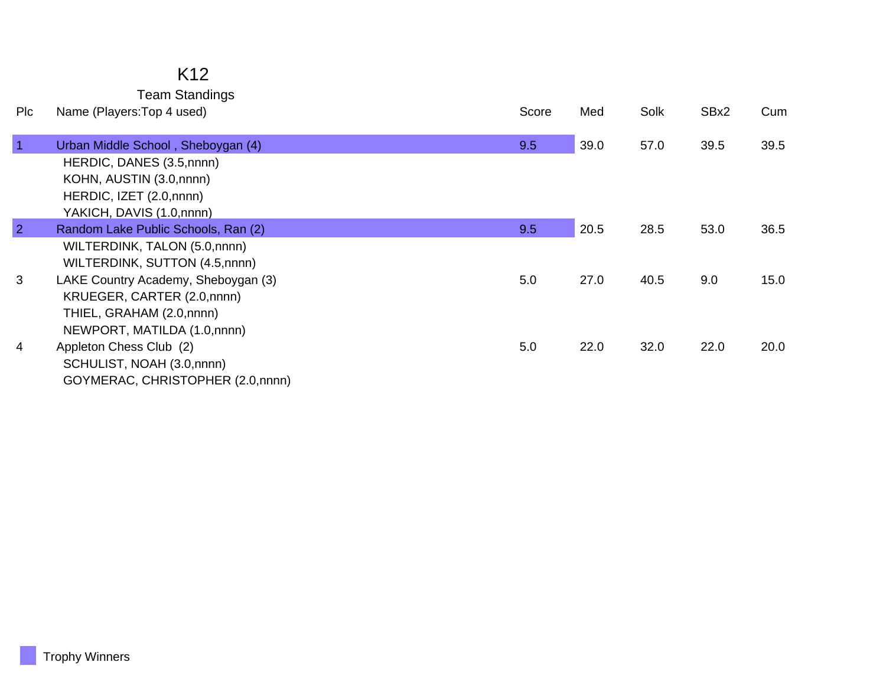# K12

## Team Standings

| Plc | Name (Players:Top 4 used) | Score | Med | Solk | SBx2 | Cum |
|---|---|---|---|---|---|---|
| 1 | Urban Middle School , Sheboygan (4) | 9.5 | 39.0 | 57.0 | 39.5 | 39.5 |
| | HERDIC, DANES (3.5,nnnn) | | | | | |
| | KOHN, AUSTIN (3.0,nnnn) | | | | | |
| | HERDIC, IZET (2.0,nnnn) | | | | | |
| | YAKICH, DAVIS (1.0,nnnn) | | | | | |
| 2 | Random Lake Public Schools, Ran (2) | 9.5 | 20.5 | 28.5 | 53.0 | 36.5 |
| | WILTERDINK, TALON (5.0,nnnn) | | | | | |
| | WILTERDINK, SUTTON (4.5,nnnn) | | | | | |
| 3 | LAKE Country Academy, Sheboygan (3) | 5.0 | 27.0 | 40.5 | 9.0 | 15.0 |
| | KRUEGER, CARTER (2.0,nnnn) | | | | | |
| | THIEL, GRAHAM (2.0,nnnn) | | | | | |
| | NEWPORT, MATILDA (1.0,nnnn) | | | | | |
| 4 | Appleton Chess Club (2) | 5.0 | 22.0 | 32.0 | 22.0 | 20.0 |
| | SCHULIST, NOAH (3.0,nnnn) | | | | | |
| | GOYMERAC, CHRISTOPHER (2.0,nnnn) | | | | | |

Trophy Winners